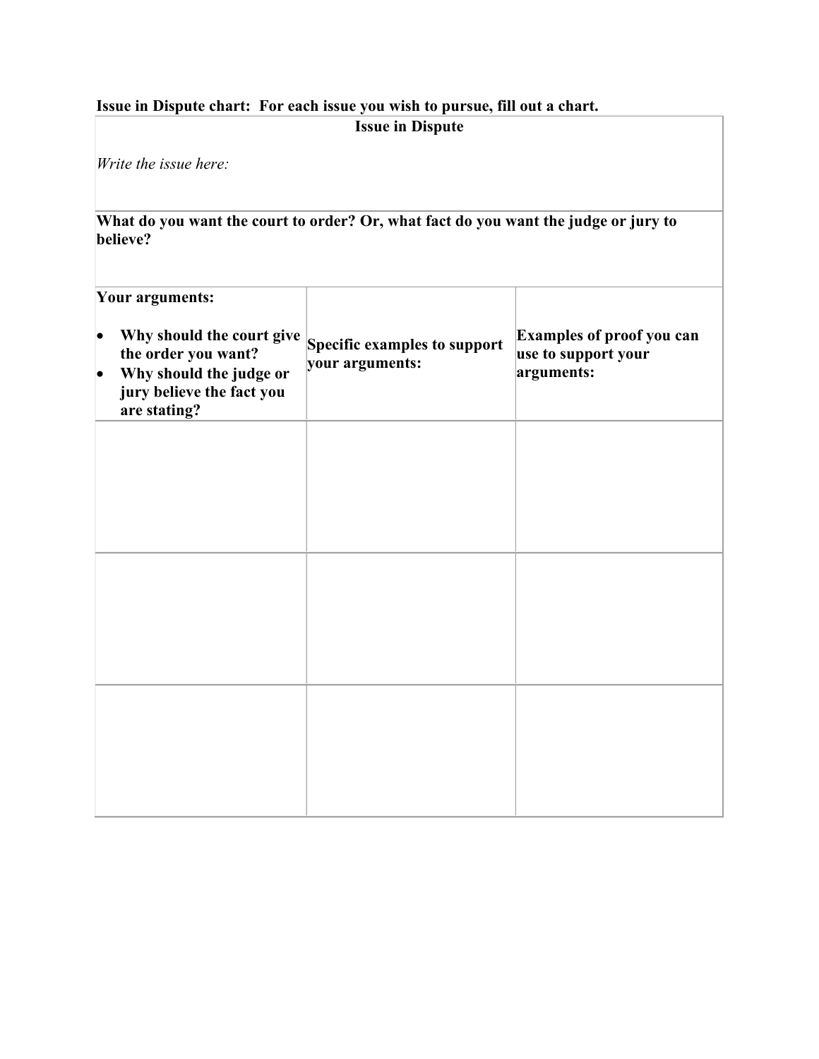**Issue in Dispute chart: For each issue you wish to pursue, fill out a chart.**

| **Issue in Dispute**<br><br>*Write the issue here:* | | |
|---|---|---|
| **What do you want the court to order? Or, what fact do you want the judge or jury to believe?** | | |
| **Your arguments:**<br>• **Why should the court give the order you want?**<br>• **Why should the judge or jury believe the fact you are stating?** | **Specific examples to support your arguments:** | **Examples of proof you can use to support your arguments:** |
| | | |
| | | |
| | | |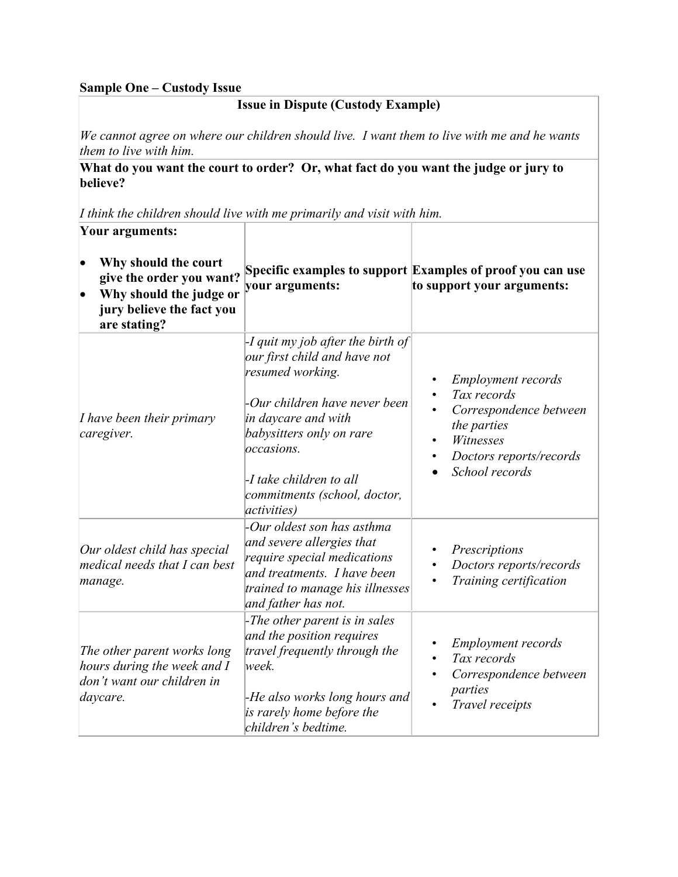**Sample One – Custody Issue**

| **Issue in Dispute (Custody Example)**<br><br>*We cannot agree on where our children should live. I want them to live with me and he wants them to live with him.* | | |
|---|---|---|
| **What do you want the court to order? Or, what fact do you want the judge or jury to believe?**<br><br>*I think the children should live with me primarily and visit with him.* | | |
| **Your arguments:**<br><br>• **Why should the court give the order you want?**<br>• **Why should the judge or jury believe the fact you are stating?** | **Specific examples to support your arguments:** | **Examples of proof you can use to support your arguments:** |
| *I have been their primary caregiver.* | *-I quit my job after the birth of our first child and have not resumed working.*<br><br>*-Our children have never been in daycare and with babysitters only on rare occasions.*<br><br>*-I take children to all commitments (school, doctor, activities)* | • *Employment records*<br>• *Tax records*<br>• *Correspondence between the parties*<br>• *Witnesses*<br>• *Doctors reports/records*<br>• *School records* |
| *Our oldest child has special medical needs that I can best manage.* | *-Our oldest son has asthma and severe allergies that require special medications and treatments. I have been trained to manage his illnesses and father has not.* | • *Prescriptions*<br>• *Doctors reports/records*<br>• *Training certification* |
| *The other parent works long hours during the week and I don't want our children in daycare.* | *-The other parent is in sales and the position requires travel frequently through the week.*<br><br>*-He also works long hours and is rarely home before the children's bedtime.* | • *Employment records*<br>• *Tax records*<br>• *Correspondence between parties*<br>• *Travel receipts* |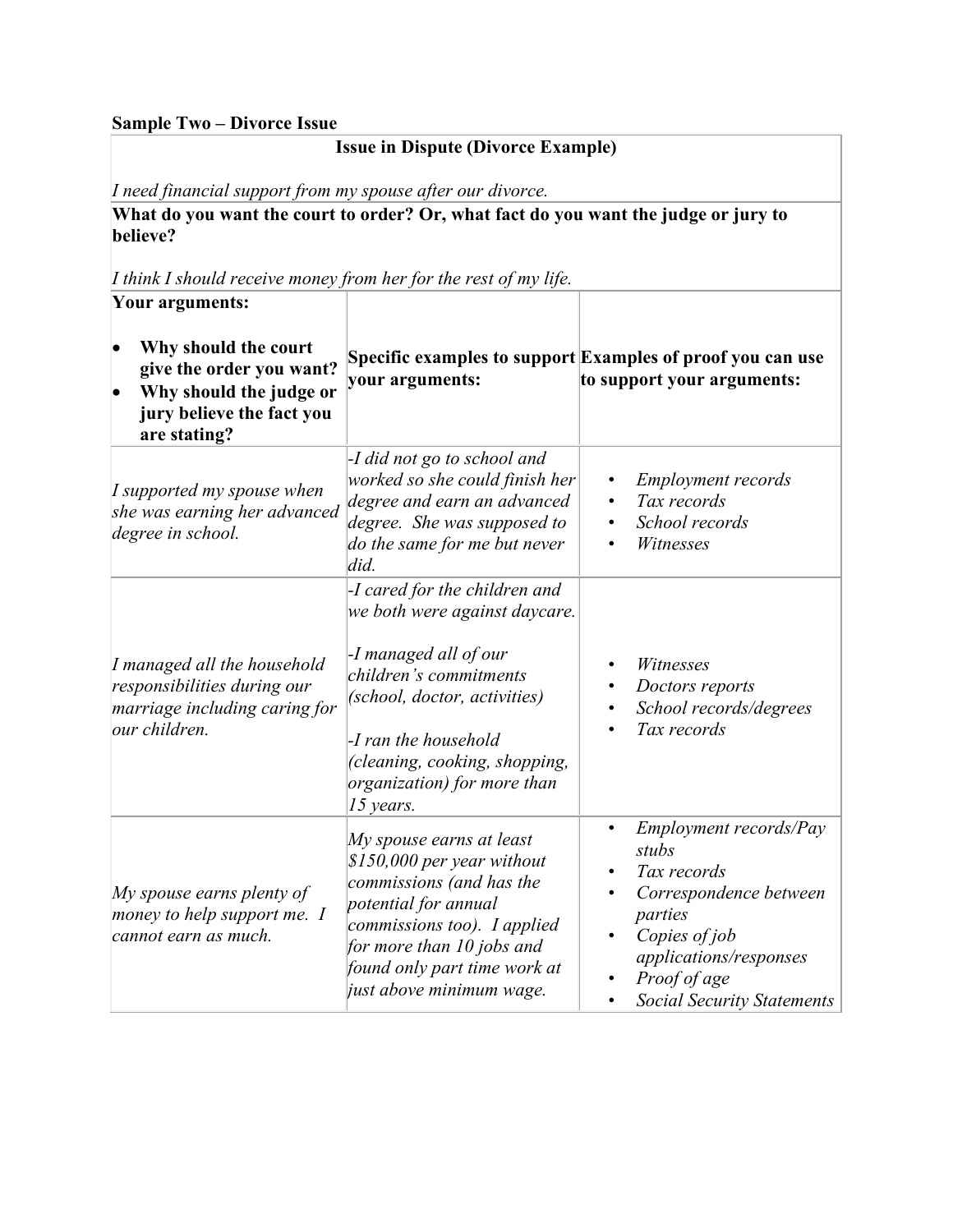**Sample Two – Divorce Issue**

| **Issue in Dispute (Divorce Example)**<br><br>*I need financial support from my spouse after our divorce.* | | |
|---|---|---|
| **What do you want the court to order? Or, what fact do you want the judge or jury to believe?**<br><br>*I think I should receive money from her for the rest of my life.* | | |
| **Your arguments:**<br><br>• **Why should the court give the order you want?**<br>• **Why should the judge or jury believe the fact you are stating?** | **Specific examples to support your arguments:** | **Examples of proof you can use to support your arguments:** |
| *I supported my spouse when she was earning her advanced degree in school.* | *-I did not go to school and worked so she could finish her degree and earn an advanced degree. She was supposed to do the same for me but never did.* | • *Employment records*<br>• *Tax records*<br>• *School records*<br>• *Witnesses* |
| *I managed all the household responsibilities during our marriage including caring for our children.* | *-I cared for the children and we both were against daycare.*<br><br>*-I managed all of our children's commitments (school, doctor, activities)*<br><br>*-I ran the household (cleaning, cooking, shopping, organization) for more than 15 years.* | • *Witnesses*<br>• *Doctors reports*<br>• *School records/degrees*<br>• *Tax records* |
| *My spouse earns plenty of money to help support me. I cannot earn as much.* | *My spouse earns at least $150,000 per year without commissions (and has the potential for annual commissions too). I applied for more than 10 jobs and found only part time work at just above minimum wage.* | • *Employment records/Pay stubs*<br>• *Tax records*<br>• *Correspondence between parties*<br>• *Copies of job applications/responses*<br>• *Proof of age*<br>• *Social Security Statements* |